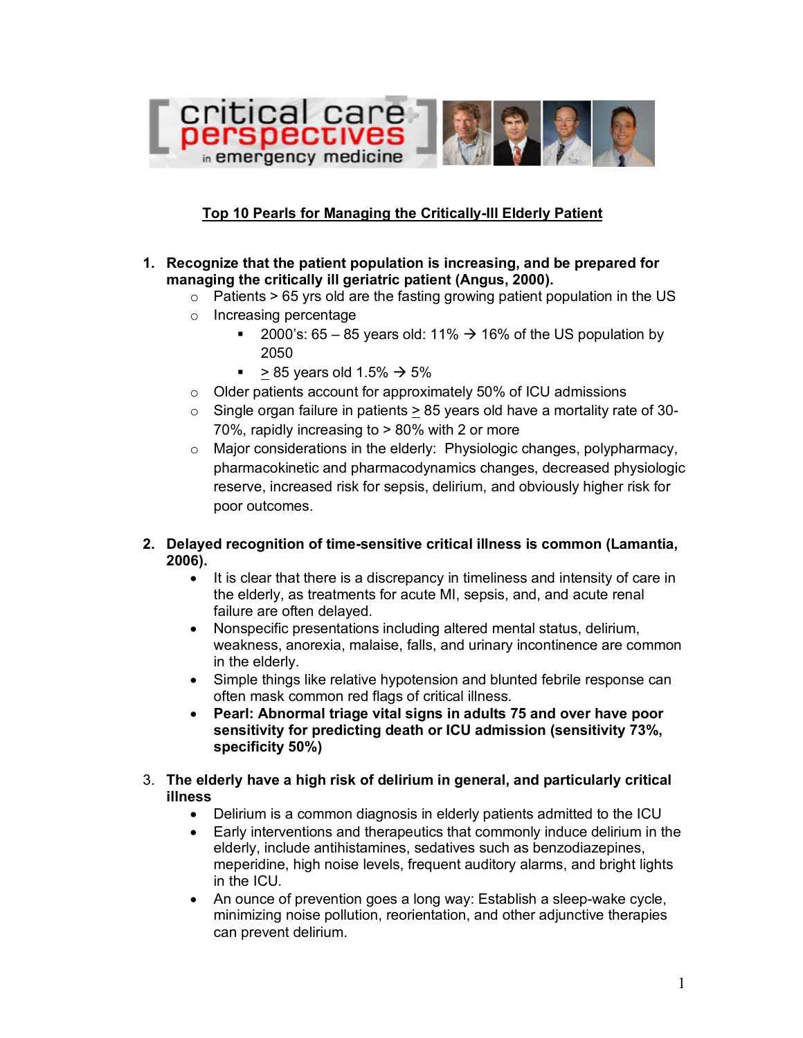critical care perspectives in emergency medicine

## Top 10 Pearls for Managing the Critically-Ill Elderly Patient

1. **Recognize that the patient population is increasing, and be prepared for managing the critically ill geriatric patient (Angus, 2000).**
   - Patients > 65 yrs old are the fasting growing patient population in the US
   - Increasing percentage
     - 2000's: 65 – 85 years old: 11% → 16% of the US population by 2050
     - ≥ 85 years old 1.5% → 5%
   - Older patients account for approximately 50% of ICU admissions
   - Single organ failure in patients ≥ 85 years old have a mortality rate of 30-70%, rapidly increasing to > 80% with 2 or more
   - Major considerations in the elderly: Physiologic changes, polypharmacy, pharmacokinetic and pharmacodynamics changes, decreased physiologic reserve, increased risk for sepsis, delirium, and obviously higher risk for poor outcomes.

2. **Delayed recognition of time-sensitive critical illness is common (Lamantia, 2006).**
   - It is clear that there is a discrepancy in timeliness and intensity of care in the elderly, as treatments for acute MI, sepsis, and, and acute renal failure are often delayed.
   - Nonspecific presentations including altered mental status, delirium, weakness, anorexia, malaise, falls, and urinary incontinence are common in the elderly.
   - Simple things like relative hypotension and blunted febrile response can often mask common red flags of critical illness.
   - **Pearl: Abnormal triage vital signs in adults 75 and over have poor sensitivity for predicting death or ICU admission (sensitivity 73%, specificity 50%)**

3. **The elderly have a high risk of delirium in general, and particularly critical illness**
   - Delirium is a common diagnosis in elderly patients admitted to the ICU
   - Early interventions and therapeutics that commonly induce delirium in the elderly, include antihistamines, sedatives such as benzodiazepines, meperidine, high noise levels, frequent auditory alarms, and bright lights in the ICU.
   - An ounce of prevention goes a long way: Establish a sleep-wake cycle, minimizing noise pollution, reorientation, and other adjunctive therapies can prevent delirium.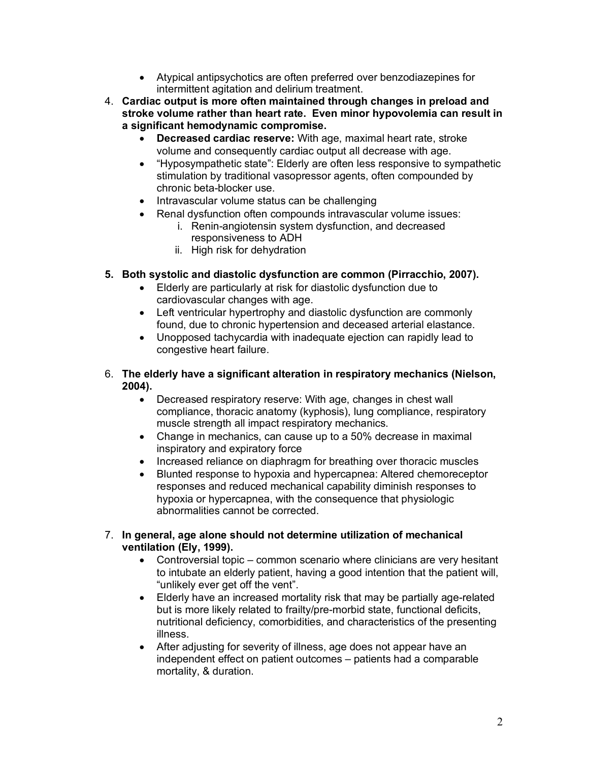- Atypical antipsychotics are often preferred over benzodiazepines for intermittent agitation and delirium treatment.

4. **Cardiac output is more often maintained through changes in preload and stroke volume rather than heart rate. Even minor hypovolemia can result in a significant hemodynamic compromise.**
    - **Decreased cardiac reserve:** With age, maximal heart rate, stroke volume and consequently cardiac output all decrease with age.
    - "Hyposympathetic state": Elderly are often less responsive to sympathetic stimulation by traditional vasopressor agents, often compounded by chronic beta-blocker use.
    - Intravascular volume status can be challenging
    - Renal dysfunction often compounds intravascular volume issues:
        i. Renin-angiotensin system dysfunction, and decreased responsiveness to ADH
        ii. High risk for dehydration

5. **Both systolic and diastolic dysfunction are common (Pirracchio, 2007).**
    - Elderly are particularly at risk for diastolic dysfunction due to cardiovascular changes with age.
    - Left ventricular hypertrophy and diastolic dysfunction are commonly found, due to chronic hypertension and deceased arterial elastance.
    - Unopposed tachycardia with inadequate ejection can rapidly lead to congestive heart failure.

6. **The elderly have a significant alteration in respiratory mechanics (Nielson, 2004).**
    - Decreased respiratory reserve: With age, changes in chest wall compliance, thoracic anatomy (kyphosis), lung compliance, respiratory muscle strength all impact respiratory mechanics.
    - Change in mechanics, can cause up to a 50% decrease in maximal inspiratory and expiratory force
    - Increased reliance on diaphragm for breathing over thoracic muscles
    - Blunted response to hypoxia and hypercapnea: Altered chemoreceptor responses and reduced mechanical capability diminish responses to hypoxia or hypercapnea, with the consequence that physiologic abnormalities cannot be corrected.

7. **In general, age alone should not determine utilization of mechanical ventilation (Ely, 1999).**
    - Controversial topic – common scenario where clinicians are very hesitant to intubate an elderly patient, having a good intention that the patient will, "unlikely ever get off the vent".
    - Elderly have an increased mortality risk that may be partially age-related but is more likely related to frailty/pre-morbid state, functional deficits, nutritional deficiency, comorbidities, and characteristics of the presenting illness.
    - After adjusting for severity of illness, age does not appear have an independent effect on patient outcomes – patients had a comparable mortality, & duration.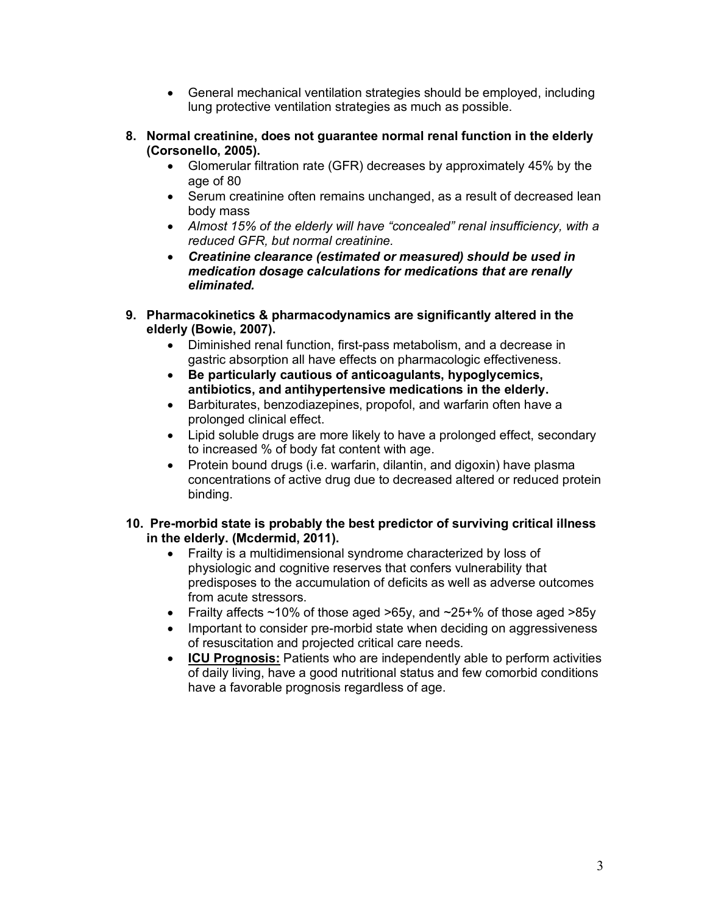- General mechanical ventilation strategies should be employed, including lung protective ventilation strategies as much as possible.

8. **Normal creatinine, does not guarantee normal renal function in the elderly (Corsonello, 2005).**
    - Glomerular filtration rate (GFR) decreases by approximately 45% by the age of 80
    - Serum creatinine often remains unchanged, as a result of decreased lean body mass
    - *Almost 15% of the elderly will have "concealed" renal insufficiency, with a reduced GFR, but normal creatinine.*
    - ***Creatinine clearance (estimated or measured) should be used in medication dosage calculations for medications that are renally eliminated.***

9. **Pharmacokinetics & pharmacodynamics are significantly altered in the elderly (Bowie, 2007).**
    - Diminished renal function, first-pass metabolism, and a decrease in gastric absorption all have effects on pharmacologic effectiveness.
    - **Be particularly cautious of anticoagulants, hypoglycemics, antibiotics, and antihypertensive medications in the elderly.**
    - Barbiturates, benzodiazepines, propofol, and warfarin often have a prolonged clinical effect.
    - Lipid soluble drugs are more likely to have a prolonged effect, secondary to increased % of body fat content with age.
    - Protein bound drugs (i.e. warfarin, dilantin, and digoxin) have plasma concentrations of active drug due to decreased altered or reduced protein binding.

10. **Pre-morbid state is probably the best predictor of surviving critical illness in the elderly. (Mcdermid, 2011).**
    - Frailty is a multidimensional syndrome characterized by loss of physiologic and cognitive reserves that confers vulnerability that predisposes to the accumulation of deficits as well as adverse outcomes from acute stressors.
    - Frailty affects ~10% of those aged >65y, and ~25+% of those aged >85y
    - Important to consider pre-morbid state when deciding on aggressiveness of resuscitation and projected critical care needs.
    - **ICU Prognosis:** Patients who are independently able to perform activities of daily living, have a good nutritional status and few comorbid conditions have a favorable prognosis regardless of age.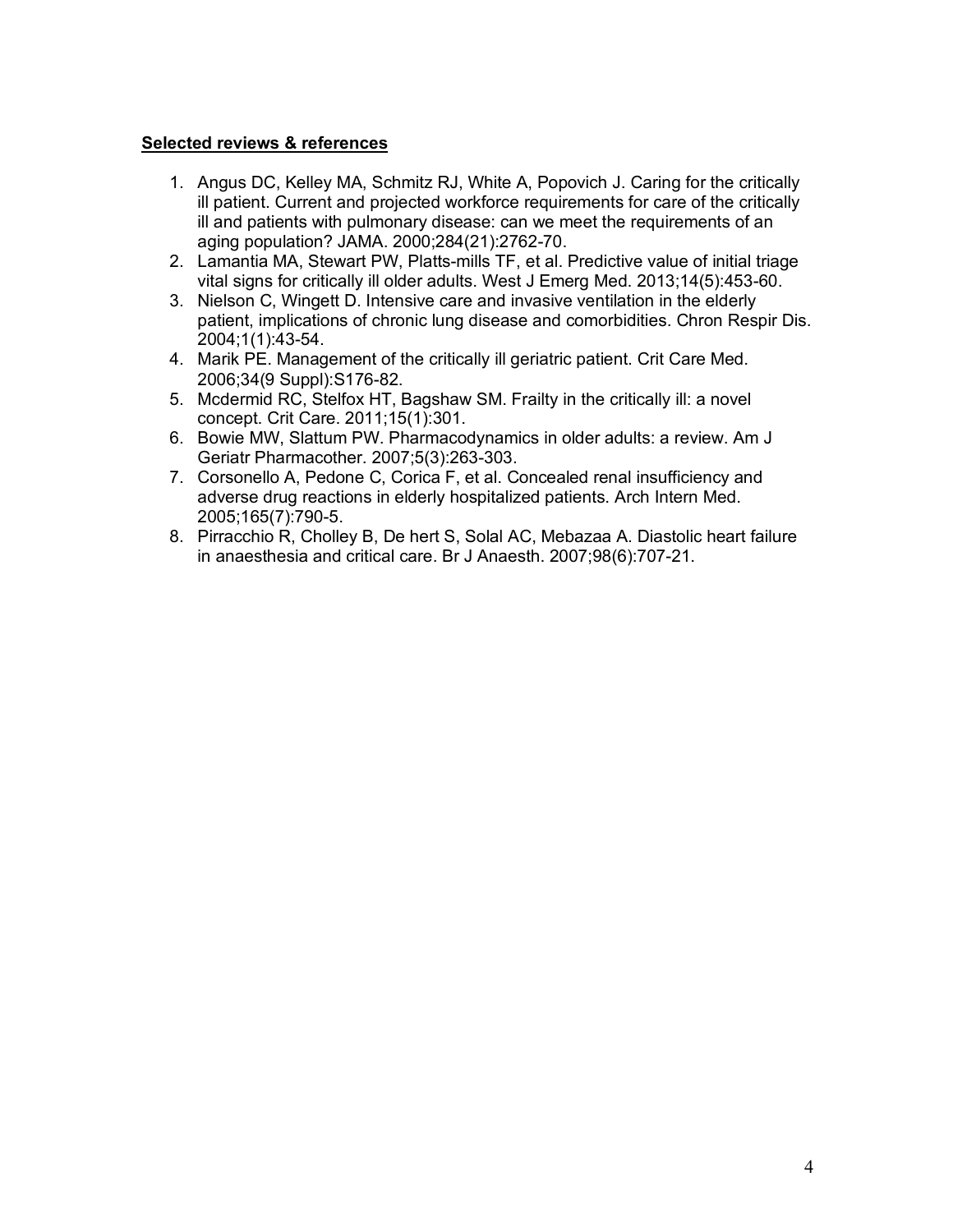**Selected reviews & references**

1. Angus DC, Kelley MA, Schmitz RJ, White A, Popovich J. Caring for the critically ill patient. Current and projected workforce requirements for care of the critically ill and patients with pulmonary disease: can we meet the requirements of an aging population? JAMA. 2000;284(21):2762-70.
2. Lamantia MA, Stewart PW, Platts-mills TF, et al. Predictive value of initial triage vital signs for critically ill older adults. West J Emerg Med. 2013;14(5):453-60.
3. Nielson C, Wingett D. Intensive care and invasive ventilation in the elderly patient, implications of chronic lung disease and comorbidities. Chron Respir Dis. 2004;1(1):43-54.
4. Marik PE. Management of the critically ill geriatric patient. Crit Care Med. 2006;34(9 Suppl):S176-82.
5. Mcdermid RC, Stelfox HT, Bagshaw SM. Frailty in the critically ill: a novel concept. Crit Care. 2011;15(1):301.
6. Bowie MW, Slattum PW. Pharmacodynamics in older adults: a review. Am J Geriatr Pharmacother. 2007;5(3):263-303.
7. Corsonello A, Pedone C, Corica F, et al. Concealed renal insufficiency and adverse drug reactions in elderly hospitalized patients. Arch Intern Med. 2005;165(7):790-5.
8. Pirracchio R, Cholley B, De hert S, Solal AC, Mebazaa A. Diastolic heart failure in anaesthesia and critical care. Br J Anaesth. 2007;98(6):707-21.